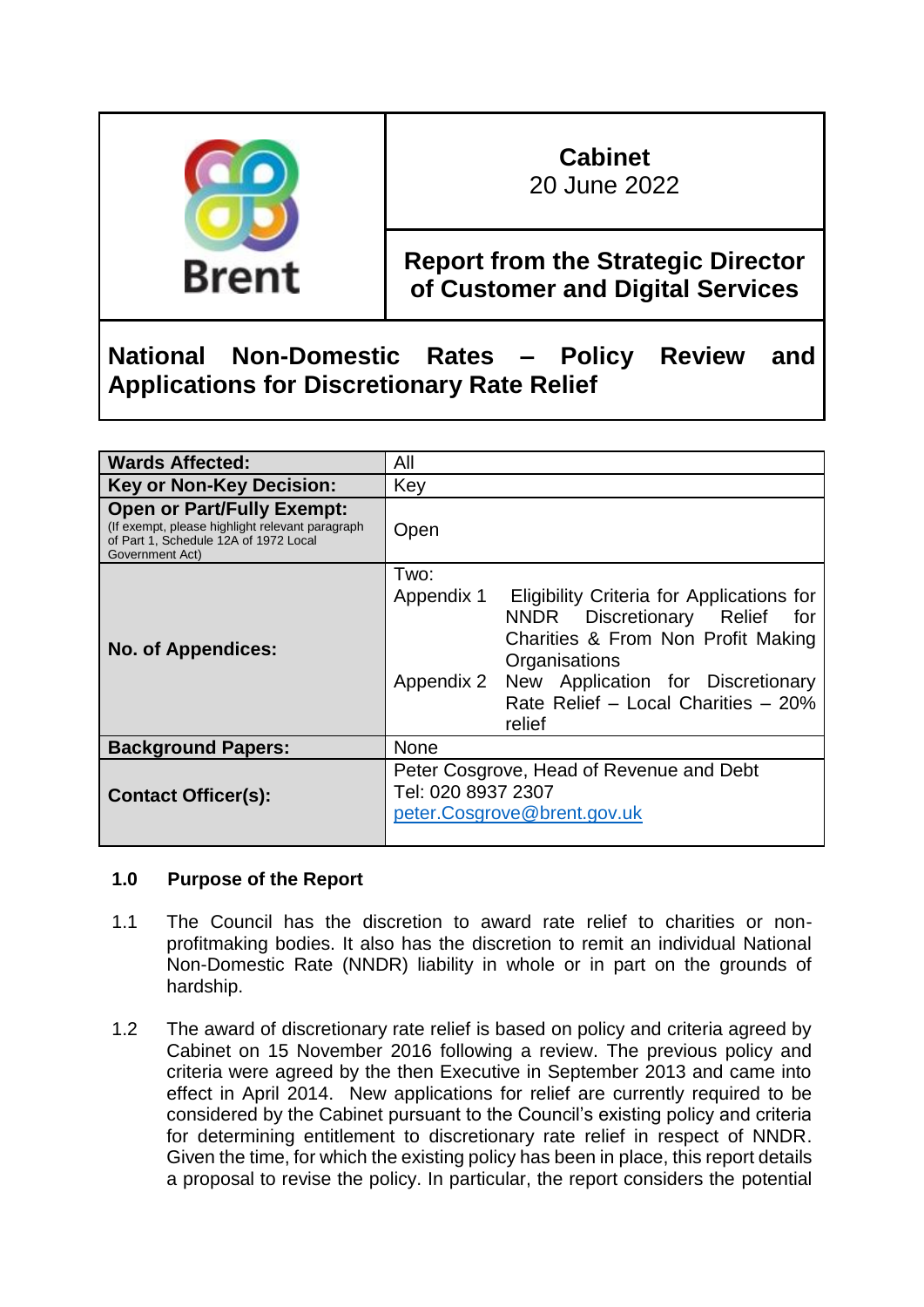Brent

**Cabinet**
20 June 2022

**Report from the Strategic Director of Customer and Digital Services**

# National Non-Domestic Rates – Policy Review and Applications for Discretionary Rate Relief

| | |
|---|---|
| **Wards Affected:** | All |
| **Key or Non-Key Decision:** | Key |
| **Open or Part/Fully Exempt:** (If exempt, please highlight relevant paragraph of Part 1, Schedule 12A of 1972 Local Government Act) | Open |
| **No. of Appendices:** | Two:<br>Appendix 1 Eligibility Criteria for Applications for NNDR Discretionary Relief for Charities & From Non Profit Making Organisations<br>Appendix 2 New Application for Discretionary Rate Relief – Local Charities – 20% relief |
| **Background Papers:** | None |
| **Contact Officer(s):** | Peter Cosgrove, Head of Revenue and Debt<br>Tel: 020 8937 2307<br>peter.Cosgrove@brent.gov.uk |

## 1.0 Purpose of the Report

1.1 The Council has the discretion to award rate relief to charities or non-profitmaking bodies. It also has the discretion to remit an individual National Non-Domestic Rate (NNDR) liability in whole or in part on the grounds of hardship.

1.2 The award of discretionary rate relief is based on policy and criteria agreed by Cabinet on 15 November 2016 following a review. The previous policy and criteria were agreed by the then Executive in September 2013 and came into effect in April 2014. New applications for relief are currently required to be considered by the Cabinet pursuant to the Council's existing policy and criteria for determining entitlement to discretionary rate relief in respect of NNDR. Given the time, for which the existing policy has been in place, this report details a proposal to revise the policy. In particular, the report considers the potential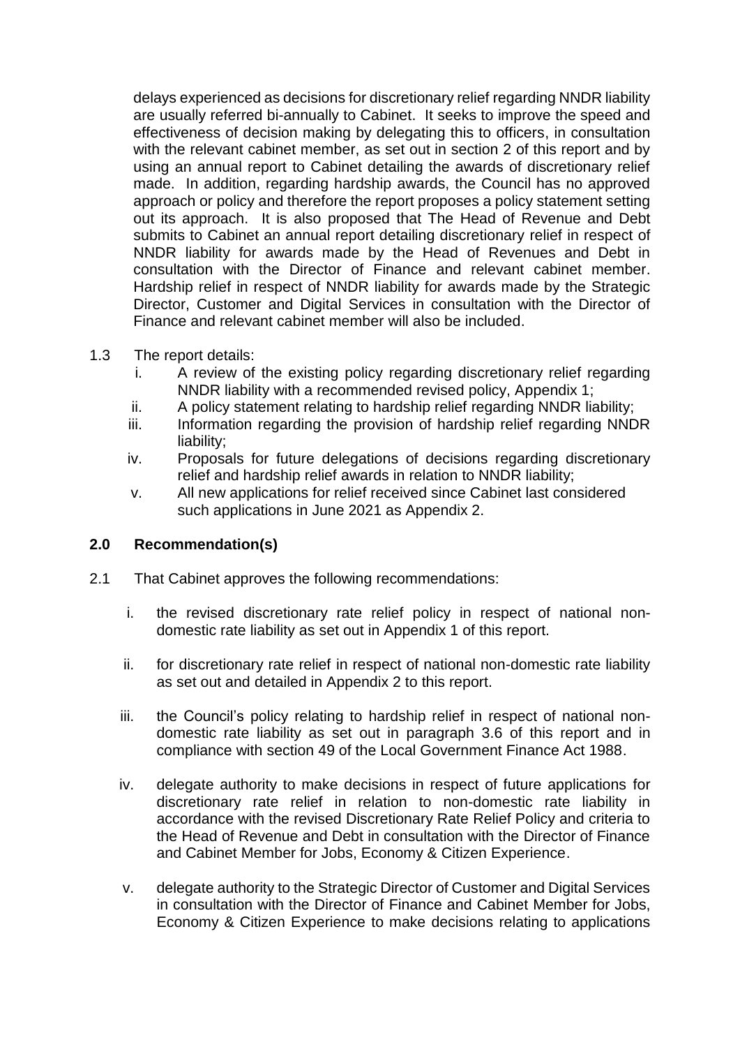delays experienced as decisions for discretionary relief regarding NNDR liability are usually referred bi-annually to Cabinet. It seeks to improve the speed and effectiveness of decision making by delegating this to officers, in consultation with the relevant cabinet member, as set out in section 2 of this report and by using an annual report to Cabinet detailing the awards of discretionary relief made. In addition, regarding hardship awards, the Council has no approved approach or policy and therefore the report proposes a policy statement setting out its approach. It is also proposed that The Head of Revenue and Debt submits to Cabinet an annual report detailing discretionary relief in respect of NNDR liability for awards made by the Head of Revenues and Debt in consultation with the Director of Finance and relevant cabinet member. Hardship relief in respect of NNDR liability for awards made by the Strategic Director, Customer and Digital Services in consultation with the Director of Finance and relevant cabinet member will also be included.

1.3 The report details:

   i. A review of the existing policy regarding discretionary relief regarding NNDR liability with a recommended revised policy, Appendix 1;
   ii. A policy statement relating to hardship relief regarding NNDR liability;
   iii. Information regarding the provision of hardship relief regarding NNDR liability;
   iv. Proposals for future delegations of decisions regarding discretionary relief and hardship relief awards in relation to NNDR liability;
   v. All new applications for relief received since Cabinet last considered such applications in June 2021 as Appendix 2.

## 2.0 Recommendation(s)

2.1 That Cabinet approves the following recommendations:

   i. the revised discretionary rate relief policy in respect of national non-domestic rate liability as set out in Appendix 1 of this report.

   ii. for discretionary rate relief in respect of national non-domestic rate liability as set out and detailed in Appendix 2 to this report.

   iii. the Council's policy relating to hardship relief in respect of national non-domestic rate liability as set out in paragraph 3.6 of this report and in compliance with section 49 of the Local Government Finance Act 1988.

   iv. delegate authority to make decisions in respect of future applications for discretionary rate relief in relation to non-domestic rate liability in accordance with the revised Discretionary Rate Relief Policy and criteria to the Head of Revenue and Debt in consultation with the Director of Finance and Cabinet Member for Jobs, Economy & Citizen Experience.

   v. delegate authority to the Strategic Director of Customer and Digital Services in consultation with the Director of Finance and Cabinet Member for Jobs, Economy & Citizen Experience to make decisions relating to applications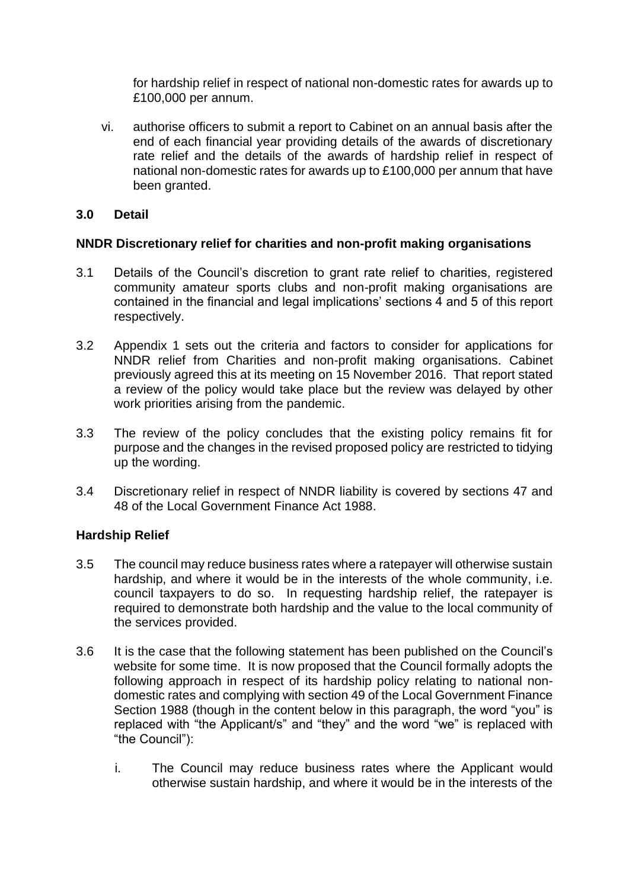for hardship relief in respect of national non-domestic rates for awards up to £100,000 per annum.

vi. authorise officers to submit a report to Cabinet on an annual basis after the end of each financial year providing details of the awards of discretionary rate relief and the details of the awards of hardship relief in respect of national non-domestic rates for awards up to £100,000 per annum that have been granted.

## 3.0 Detail

### NNDR Discretionary relief for charities and non-profit making organisations

3.1 Details of the Council's discretion to grant rate relief to charities, registered community amateur sports clubs and non-profit making organisations are contained in the financial and legal implications' sections 4 and 5 of this report respectively.

3.2 Appendix 1 sets out the criteria and factors to consider for applications for NNDR relief from Charities and non-profit making organisations. Cabinet previously agreed this at its meeting on 15 November 2016. That report stated a review of the policy would take place but the review was delayed by other work priorities arising from the pandemic.

3.3 The review of the policy concludes that the existing policy remains fit for purpose and the changes in the revised proposed policy are restricted to tidying up the wording.

3.4 Discretionary relief in respect of NNDR liability is covered by sections 47 and 48 of the Local Government Finance Act 1988.

### Hardship Relief

3.5 The council may reduce business rates where a ratepayer will otherwise sustain hardship, and where it would be in the interests of the whole community, i.e. council taxpayers to do so. In requesting hardship relief, the ratepayer is required to demonstrate both hardship and the value to the local community of the services provided.

3.6 It is the case that the following statement has been published on the Council's website for some time. It is now proposed that the Council formally adopts the following approach in respect of its hardship policy relating to national non-domestic rates and complying with section 49 of the Local Government Finance Section 1988 (though in the content below in this paragraph, the word "you" is replaced with "the Applicant/s" and "they" and the word "we" is replaced with "the Council"):

i. The Council may reduce business rates where the Applicant would otherwise sustain hardship, and where it would be in the interests of the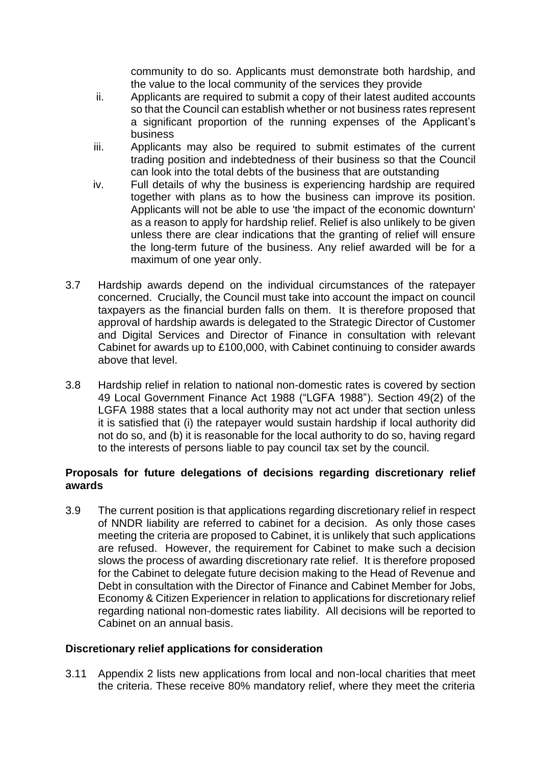community to do so. Applicants must demonstrate both hardship, and the value to the local community of the services they provide

ii. Applicants are required to submit a copy of their latest audited accounts so that the Council can establish whether or not business rates represent a significant proportion of the running expenses of the Applicant's business

iii. Applicants may also be required to submit estimates of the current trading position and indebtedness of their business so that the Council can look into the total debts of the business that are outstanding

iv. Full details of why the business is experiencing hardship are required together with plans as to how the business can improve its position. Applicants will not be able to use 'the impact of the economic downturn' as a reason to apply for hardship relief. Relief is also unlikely to be given unless there are clear indications that the granting of relief will ensure the long-term future of the business. Any relief awarded will be for a maximum of one year only.

3.7 Hardship awards depend on the individual circumstances of the ratepayer concerned. Crucially, the Council must take into account the impact on council taxpayers as the financial burden falls on them. It is therefore proposed that approval of hardship awards is delegated to the Strategic Director of Customer and Digital Services and Director of Finance in consultation with relevant Cabinet for awards up to £100,000, with Cabinet continuing to consider awards above that level.

3.8 Hardship relief in relation to national non-domestic rates is covered by section 49 Local Government Finance Act 1988 ("LGFA 1988"). Section 49(2) of the LGFA 1988 states that a local authority may not act under that section unless it is satisfied that (i) the ratepayer would sustain hardship if local authority did not do so, and (b) it is reasonable for the local authority to do so, having regard to the interests of persons liable to pay council tax set by the council.

**Proposals for future delegations of decisions regarding discretionary relief awards**

3.9 The current position is that applications regarding discretionary relief in respect of NNDR liability are referred to cabinet for a decision. As only those cases meeting the criteria are proposed to Cabinet, it is unlikely that such applications are refused. However, the requirement for Cabinet to make such a decision slows the process of awarding discretionary rate relief. It is therefore proposed for the Cabinet to delegate future decision making to the Head of Revenue and Debt in consultation with the Director of Finance and Cabinet Member for Jobs, Economy & Citizen Experiencer in relation to applications for discretionary relief regarding national non-domestic rates liability. All decisions will be reported to Cabinet on an annual basis.

**Discretionary relief applications for consideration**

3.11 Appendix 2 lists new applications from local and non-local charities that meet the criteria. These receive 80% mandatory relief, where they meet the criteria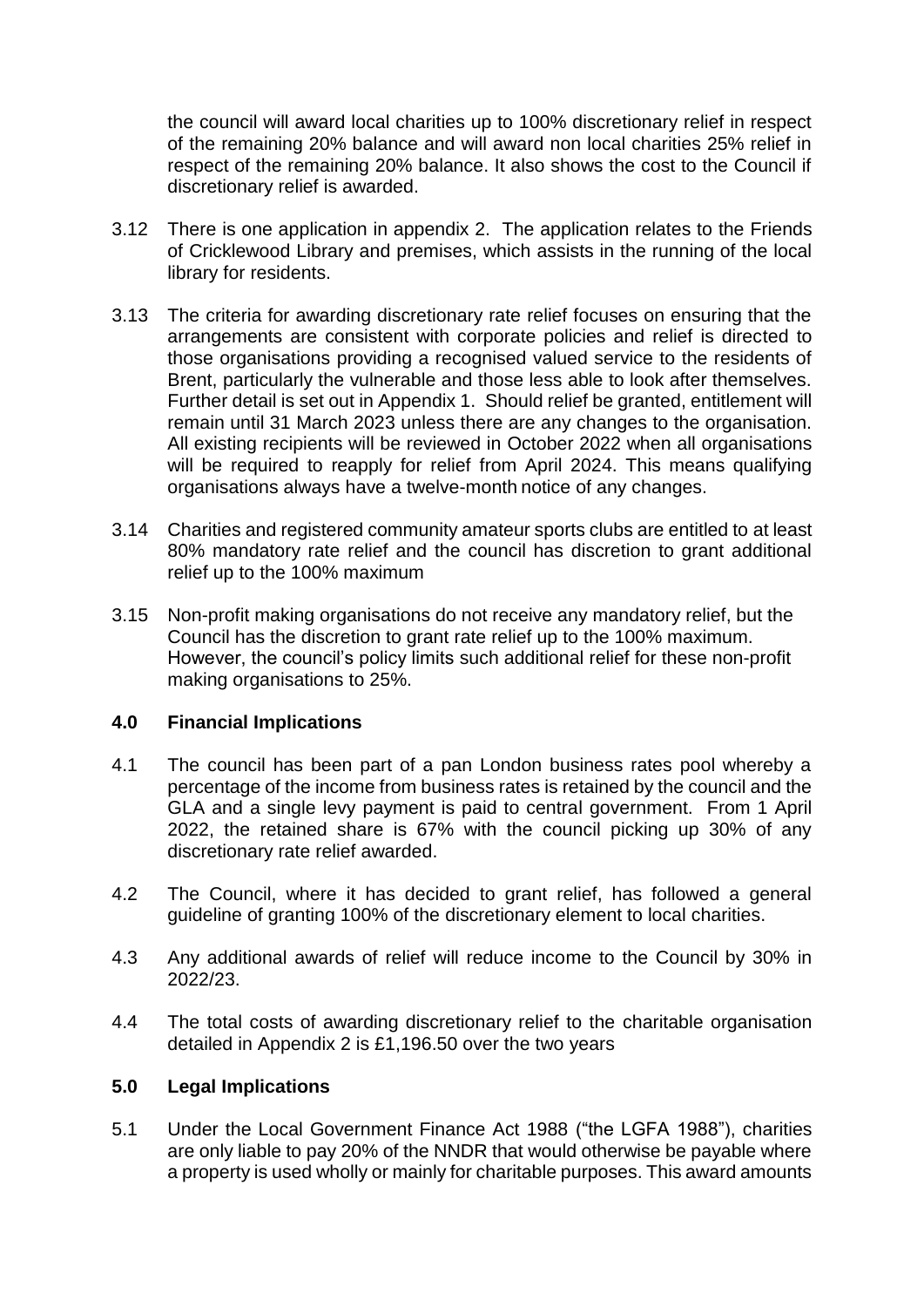the council will award local charities up to 100% discretionary relief in respect of the remaining 20% balance and will award non local charities 25% relief in respect of the remaining 20% balance. It also shows the cost to the Council if discretionary relief is awarded.

3.12 There is one application in appendix 2. The application relates to the Friends of Cricklewood Library and premises, which assists in the running of the local library for residents.

3.13 The criteria for awarding discretionary rate relief focuses on ensuring that the arrangements are consistent with corporate policies and relief is directed to those organisations providing a recognised valued service to the residents of Brent, particularly the vulnerable and those less able to look after themselves. Further detail is set out in Appendix 1. Should relief be granted, entitlement will remain until 31 March 2023 unless there are any changes to the organisation. All existing recipients will be reviewed in October 2022 when all organisations will be required to reapply for relief from April 2024. This means qualifying organisations always have a twelve-month notice of any changes.

3.14 Charities and registered community amateur sports clubs are entitled to at least 80% mandatory rate relief and the council has discretion to grant additional relief up to the 100% maximum

3.15 Non-profit making organisations do not receive any mandatory relief, but the Council has the discretion to grant rate relief up to the 100% maximum. However, the council's policy limits such additional relief for these non-profit making organisations to 25%.

## 4.0 Financial Implications

4.1 The council has been part of a pan London business rates pool whereby a percentage of the income from business rates is retained by the council and the GLA and a single levy payment is paid to central government. From 1 April 2022, the retained share is 67% with the council picking up 30% of any discretionary rate relief awarded.

4.2 The Council, where it has decided to grant relief, has followed a general guideline of granting 100% of the discretionary element to local charities.

4.3 Any additional awards of relief will reduce income to the Council by 30% in 2022/23.

4.4 The total costs of awarding discretionary relief to the charitable organisation detailed in Appendix 2 is £1,196.50 over the two years

## 5.0 Legal Implications

5.1 Under the Local Government Finance Act 1988 ("the LGFA 1988"), charities are only liable to pay 20% of the NNDR that would otherwise be payable where a property is used wholly or mainly for charitable purposes. This award amounts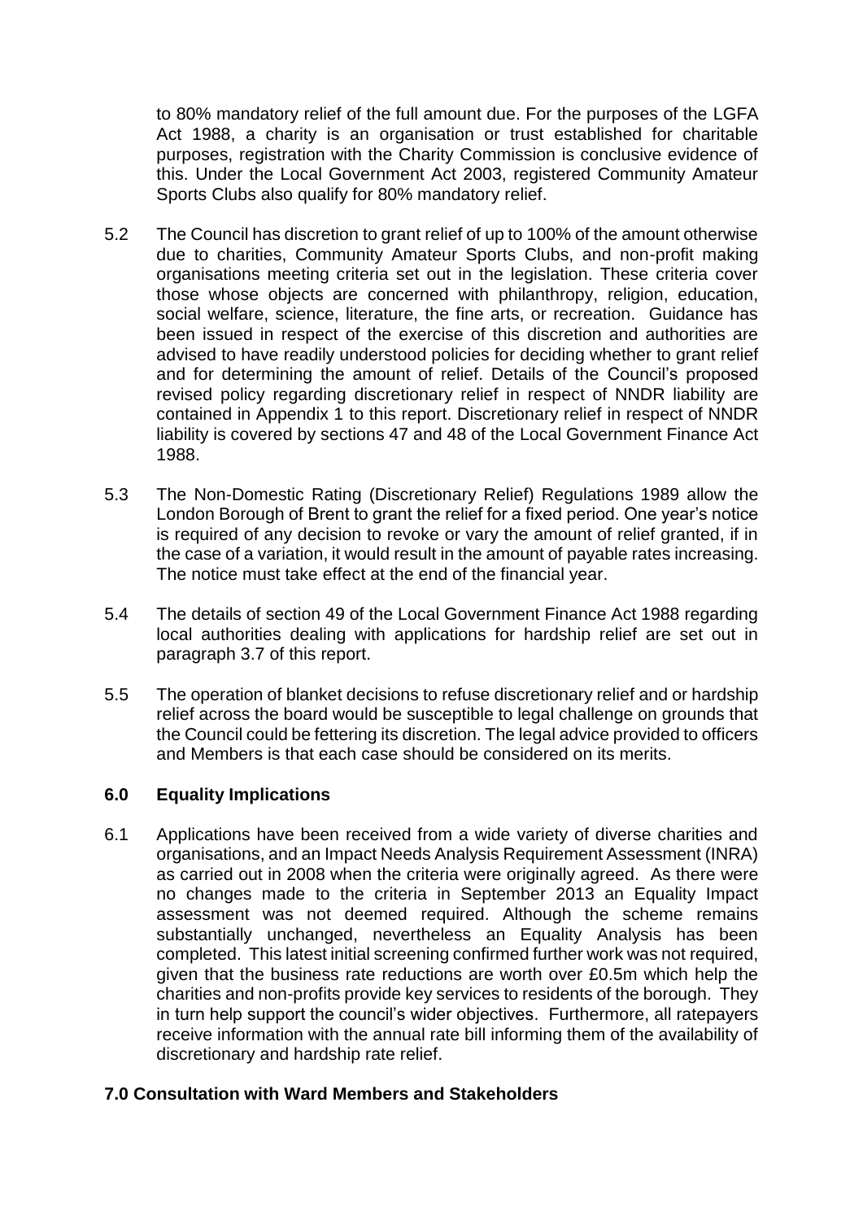to 80% mandatory relief of the full amount due. For the purposes of the LGFA Act 1988, a charity is an organisation or trust established for charitable purposes, registration with the Charity Commission is conclusive evidence of this. Under the Local Government Act 2003, registered Community Amateur Sports Clubs also qualify for 80% mandatory relief.

5.2 The Council has discretion to grant relief of up to 100% of the amount otherwise due to charities, Community Amateur Sports Clubs, and non-profit making organisations meeting criteria set out in the legislation. These criteria cover those whose objects are concerned with philanthropy, religion, education, social welfare, science, literature, the fine arts, or recreation. Guidance has been issued in respect of the exercise of this discretion and authorities are advised to have readily understood policies for deciding whether to grant relief and for determining the amount of relief. Details of the Council's proposed revised policy regarding discretionary relief in respect of NNDR liability are contained in Appendix 1 to this report. Discretionary relief in respect of NNDR liability is covered by sections 47 and 48 of the Local Government Finance Act 1988.

5.3 The Non-Domestic Rating (Discretionary Relief) Regulations 1989 allow the London Borough of Brent to grant the relief for a fixed period. One year's notice is required of any decision to revoke or vary the amount of relief granted, if in the case of a variation, it would result in the amount of payable rates increasing. The notice must take effect at the end of the financial year.

5.4 The details of section 49 of the Local Government Finance Act 1988 regarding local authorities dealing with applications for hardship relief are set out in paragraph 3.7 of this report.

5.5 The operation of blanket decisions to refuse discretionary relief and or hardship relief across the board would be susceptible to legal challenge on grounds that the Council could be fettering its discretion. The legal advice provided to officers and Members is that each case should be considered on its merits.

## 6.0 Equality Implications

6.1 Applications have been received from a wide variety of diverse charities and organisations, and an Impact Needs Analysis Requirement Assessment (INRA) as carried out in 2008 when the criteria were originally agreed. As there were no changes made to the criteria in September 2013 an Equality Impact assessment was not deemed required. Although the scheme remains substantially unchanged, nevertheless an Equality Analysis has been completed. This latest initial screening confirmed further work was not required, given that the business rate reductions are worth over £0.5m which help the charities and non-profits provide key services to residents of the borough. They in turn help support the council's wider objectives. Furthermore, all ratepayers receive information with the annual rate bill informing them of the availability of discretionary and hardship rate relief.

## 7.0 Consultation with Ward Members and Stakeholders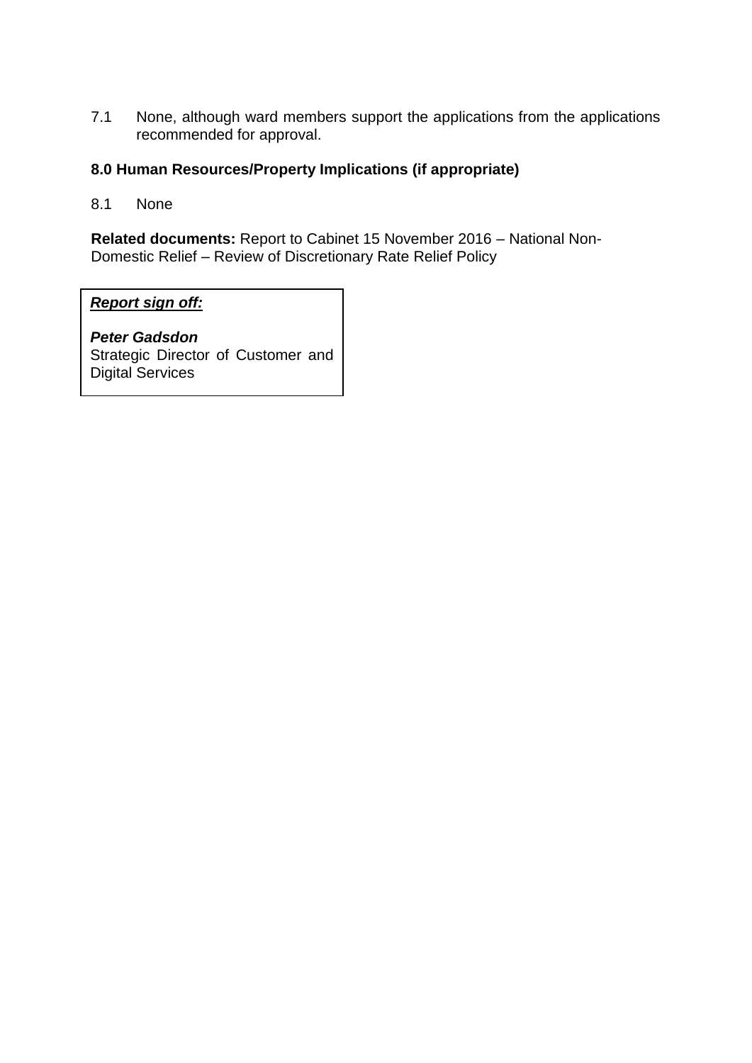7.1 None, although ward members support the applications from the applications recommended for approval.

**8.0 Human Resources/Property Implications (if appropriate)**

8.1 None

**Related documents:** Report to Cabinet 15 November 2016 – National Non-Domestic Relief – Review of Discretionary Rate Relief Policy

***Report sign off:***

***Peter Gadsdon***
Strategic Director of Customer and Digital Services